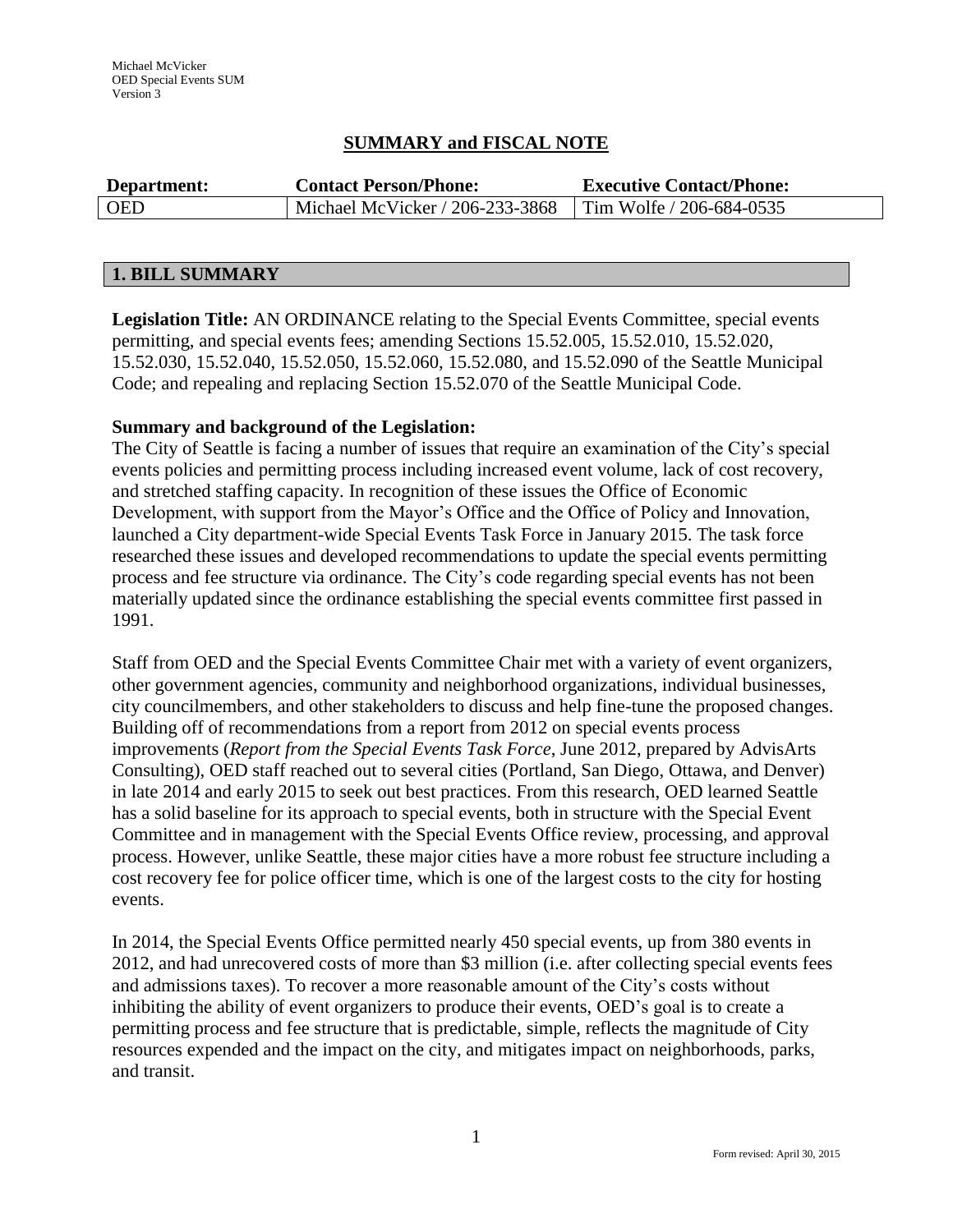Michael McVicker
OED Special Events SUM
Version 3

## SUMMARY and FISCAL NOTE

| Department: | Contact Person/Phone: | Executive Contact/Phone: |
|---|---|---|
| OED | Michael McVicker / 206-233-3868 | Tim Wolfe / 206-684-0535 |

## 1. BILL SUMMARY

**Legislation Title:** AN ORDINANCE relating to the Special Events Committee, special events permitting, and special events fees; amending Sections 15.52.005, 15.52.010, 15.52.020, 15.52.030, 15.52.040, 15.52.050, 15.52.060, 15.52.080, and 15.52.090 of the Seattle Municipal Code; and repealing and replacing Section 15.52.070 of the Seattle Municipal Code.

**Summary and background of the Legislation:**
The City of Seattle is facing a number of issues that require an examination of the City's special events policies and permitting process including increased event volume, lack of cost recovery, and stretched staffing capacity. In recognition of these issues the Office of Economic Development, with support from the Mayor's Office and the Office of Policy and Innovation, launched a City department-wide Special Events Task Force in January 2015. The task force researched these issues and developed recommendations to update the special events permitting process and fee structure via ordinance. The City's code regarding special events has not been materially updated since the ordinance establishing the special events committee first passed in 1991.

Staff from OED and the Special Events Committee Chair met with a variety of event organizers, other government agencies, community and neighborhood organizations, individual businesses, city councilmembers, and other stakeholders to discuss and help fine-tune the proposed changes. Building off of recommendations from a report from 2012 on special events process improvements (*Report from the Special Events Task Force*, June 2012, prepared by AdvisArts Consulting), OED staff reached out to several cities (Portland, San Diego, Ottawa, and Denver) in late 2014 and early 2015 to seek out best practices. From this research, OED learned Seattle has a solid baseline for its approach to special events, both in structure with the Special Event Committee and in management with the Special Events Office review, processing, and approval process. However, unlike Seattle, these major cities have a more robust fee structure including a cost recovery fee for police officer time, which is one of the largest costs to the city for hosting events.

In 2014, the Special Events Office permitted nearly 450 special events, up from 380 events in 2012, and had unrecovered costs of more than $3 million (i.e. after collecting special events fees and admissions taxes). To recover a more reasonable amount of the City's costs without inhibiting the ability of event organizers to produce their events, OED's goal is to create a permitting process and fee structure that is predictable, simple, reflects the magnitude of City resources expended and the impact on the city, and mitigates impact on neighborhoods, parks, and transit.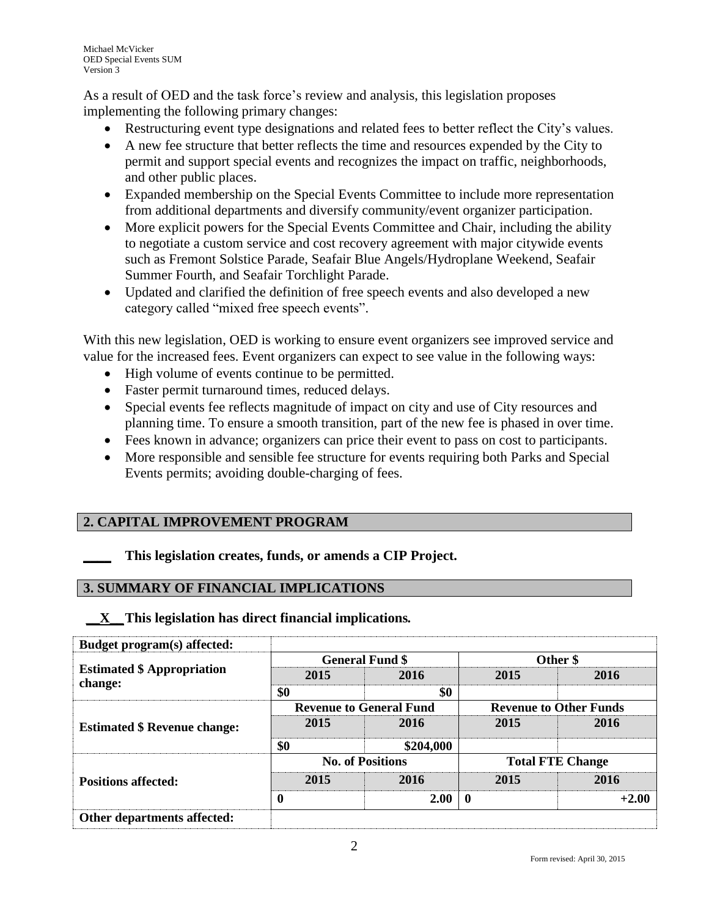As a result of OED and the task force's review and analysis, this legislation proposes implementing the following primary changes:

- Restructuring event type designations and related fees to better reflect the City's values.
- A new fee structure that better reflects the time and resources expended by the City to permit and support special events and recognizes the impact on traffic, neighborhoods, and other public places.
- Expanded membership on the Special Events Committee to include more representation from additional departments and diversify community/event organizer participation.
- More explicit powers for the Special Events Committee and Chair, including the ability to negotiate a custom service and cost recovery agreement with major citywide events such as Fremont Solstice Parade, Seafair Blue Angels/Hydroplane Weekend, Seafair Summer Fourth, and Seafair Torchlight Parade.
- Updated and clarified the definition of free speech events and also developed a new category called "mixed free speech events".

With this new legislation, OED is working to ensure event organizers see improved service and value for the increased fees. Event organizers can expect to see value in the following ways:

- High volume of events continue to be permitted.
- Faster permit turnaround times, reduced delays.
- Special events fee reflects magnitude of impact on city and use of City resources and planning time. To ensure a smooth transition, part of the new fee is phased in over time.
- Fees known in advance; organizers can price their event to pass on cost to participants.
- More responsible and sensible fee structure for events requiring both Parks and Special Events permits; avoiding double-charging of fees.

## 2. CAPITAL IMPROVEMENT PROGRAM

**____ This legislation creates, funds, or amends a CIP Project.**

## 3. SUMMARY OF FINANCIAL IMPLICATIONS

**__X__ This legislation has direct financial implications.**

| **Budget program(s) affected:** | | | | |
|---|---|---|---|---|
| **Estimated $ Appropriation change:** | **General Fund $** | | **Other $** | |
| | **2015** | **2016** | **2015** | **2016** |
| | $0 | $0 | | |
| **Estimated $ Revenue change:** | **Revenue to General Fund** | | **Revenue to Other Funds** | |
| | **2015** | **2016** | **2015** | **2016** |
| | $0 | $204,000 | | |
| **Positions affected:** | **No. of Positions** | | **Total FTE Change** | |
| | **2015** | **2016** | **2015** | **2016** |
| | 0 | 2.00 | 0 | +2.00 |
| **Other departments affected:** | | | | |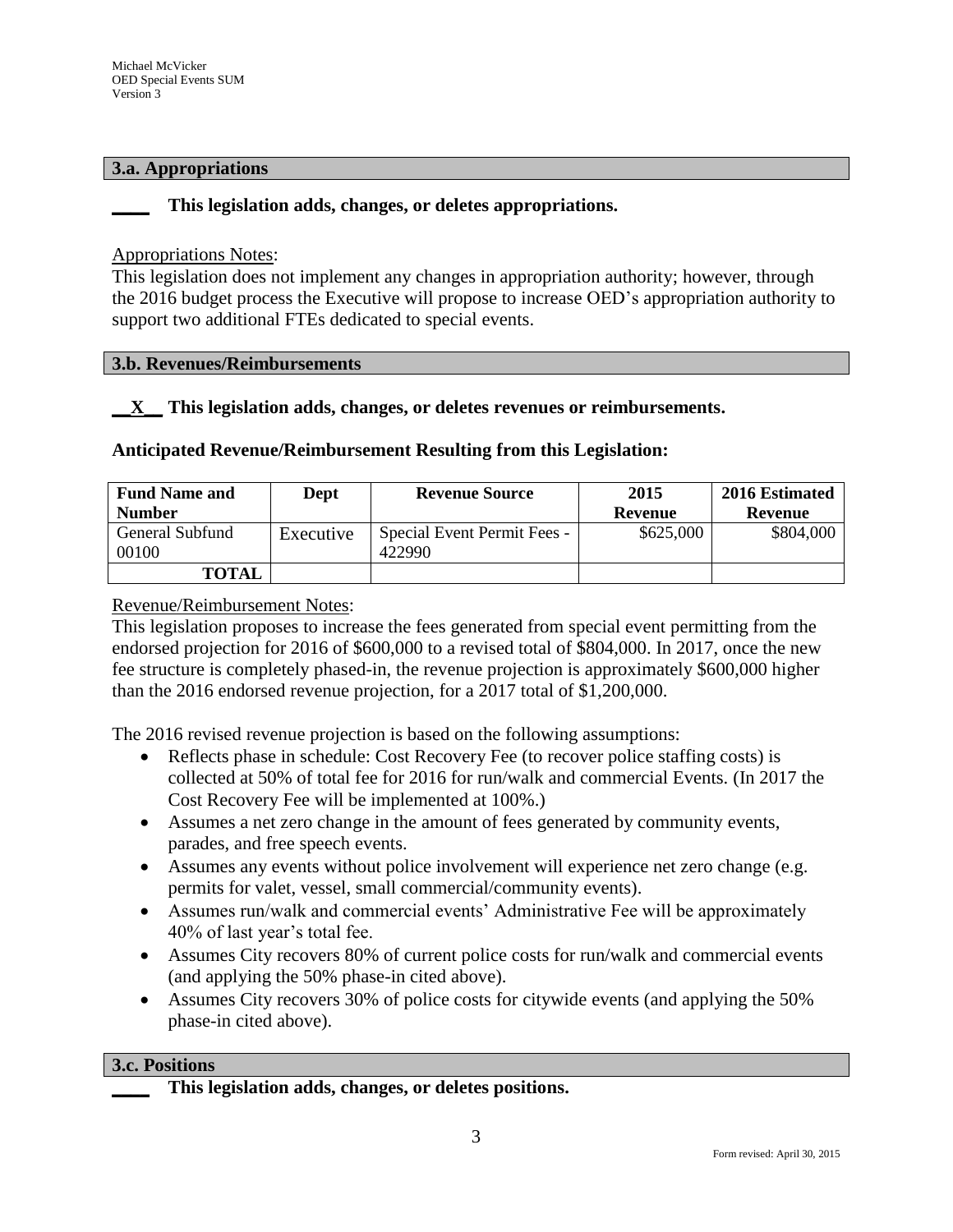### 3.a. Appropriations

**____ This legislation adds, changes, or deletes appropriations.**

Appropriations Notes:
This legislation does not implement any changes in appropriation authority; however, through the 2016 budget process the Executive will propose to increase OED's appropriation authority to support two additional FTEs dedicated to special events.

### 3.b. Revenues/Reimbursements

**__X__ This legislation adds, changes, or deletes revenues or reimbursements.**

**Anticipated Revenue/Reimbursement Resulting from this Legislation:**

| Fund Name and Number | Dept | Revenue Source | 2015 Revenue | 2016 Estimated Revenue |
|---|---|---|---|---|
| General Subfund 00100 | Executive | Special Event Permit Fees - 422990 | $625,000 | $804,000 |
| **TOTAL** | | | | |

Revenue/Reimbursement Notes:
This legislation proposes to increase the fees generated from special event permitting from the endorsed projection for 2016 of $600,000 to a revised total of $804,000. In 2017, once the new fee structure is completely phased-in, the revenue projection is approximately $600,000 higher than the 2016 endorsed revenue projection, for a 2017 total of $1,200,000.

The 2016 revised revenue projection is based on the following assumptions:

- Reflects phase in schedule: Cost Recovery Fee (to recover police staffing costs) is collected at 50% of total fee for 2016 for run/walk and commercial Events. (In 2017 the Cost Recovery Fee will be implemented at 100%.)
- Assumes a net zero change in the amount of fees generated by community events, parades, and free speech events.
- Assumes any events without police involvement will experience net zero change (e.g. permits for valet, vessel, small commercial/community events).
- Assumes run/walk and commercial events' Administrative Fee will be approximately 40% of last year's total fee.
- Assumes City recovers 80% of current police costs for run/walk and commercial events (and applying the 50% phase-in cited above).
- Assumes City recovers 30% of police costs for citywide events (and applying the 50% phase-in cited above).

### 3.c. Positions

**____ This legislation adds, changes, or deletes positions.**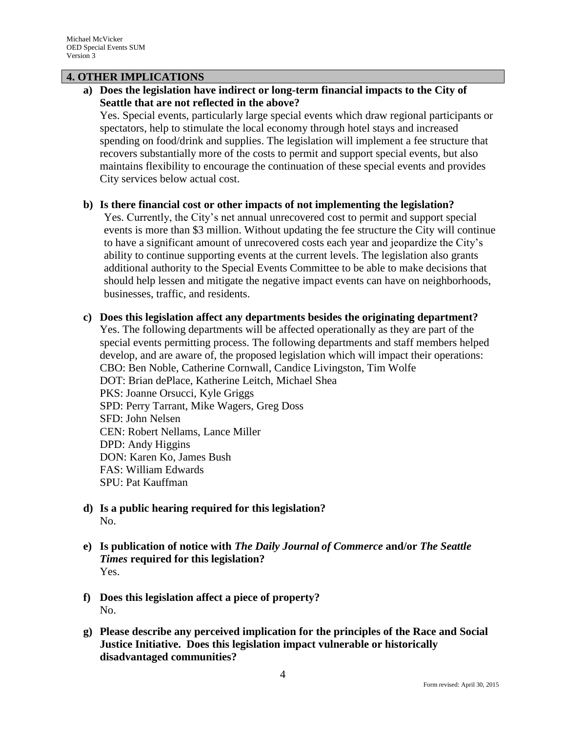## 4. OTHER IMPLICATIONS

**a) Does the legislation have indirect or long-term financial impacts to the City of Seattle that are not reflected in the above?**

Yes. Special events, particularly large special events which draw regional participants or spectators, help to stimulate the local economy through hotel stays and increased spending on food/drink and supplies. The legislation will implement a fee structure that recovers substantially more of the costs to permit and support special events, but also maintains flexibility to encourage the continuation of these special events and provides City services below actual cost.

**b) Is there financial cost or other impacts of not implementing the legislation?**

Yes. Currently, the City's net annual unrecovered cost to permit and support special events is more than $3 million. Without updating the fee structure the City will continue to have a significant amount of unrecovered costs each year and jeopardize the City's ability to continue supporting events at the current levels. The legislation also grants additional authority to the Special Events Committee to be able to make decisions that should help lessen and mitigate the negative impact events can have on neighborhoods, businesses, traffic, and residents.

**c) Does this legislation affect any departments besides the originating department?**

Yes. The following departments will be affected operationally as they are part of the special events permitting process. The following departments and staff members helped develop, and are aware of, the proposed legislation which will impact their operations:

CBO: Ben Noble, Catherine Cornwall, Candice Livingston, Tim Wolfe
DOT: Brian dePlace, Katherine Leitch, Michael Shea
PKS: Joanne Orsucci, Kyle Griggs
SPD: Perry Tarrant, Mike Wagers, Greg Doss
SFD: John Nelsen
CEN: Robert Nellams, Lance Miller
DPD: Andy Higgins
DON: Karen Ko, James Bush
FAS: William Edwards
SPU: Pat Kauffman

**d) Is a public hearing required for this legislation?**

No.

**e) Is publication of notice with *The Daily Journal of Commerce* and/or *The Seattle Times* required for this legislation?**

Yes.

**f) Does this legislation affect a piece of property?**

No.

**g) Please describe any perceived implication for the principles of the Race and Social Justice Initiative. Does this legislation impact vulnerable or historically disadvantaged communities?**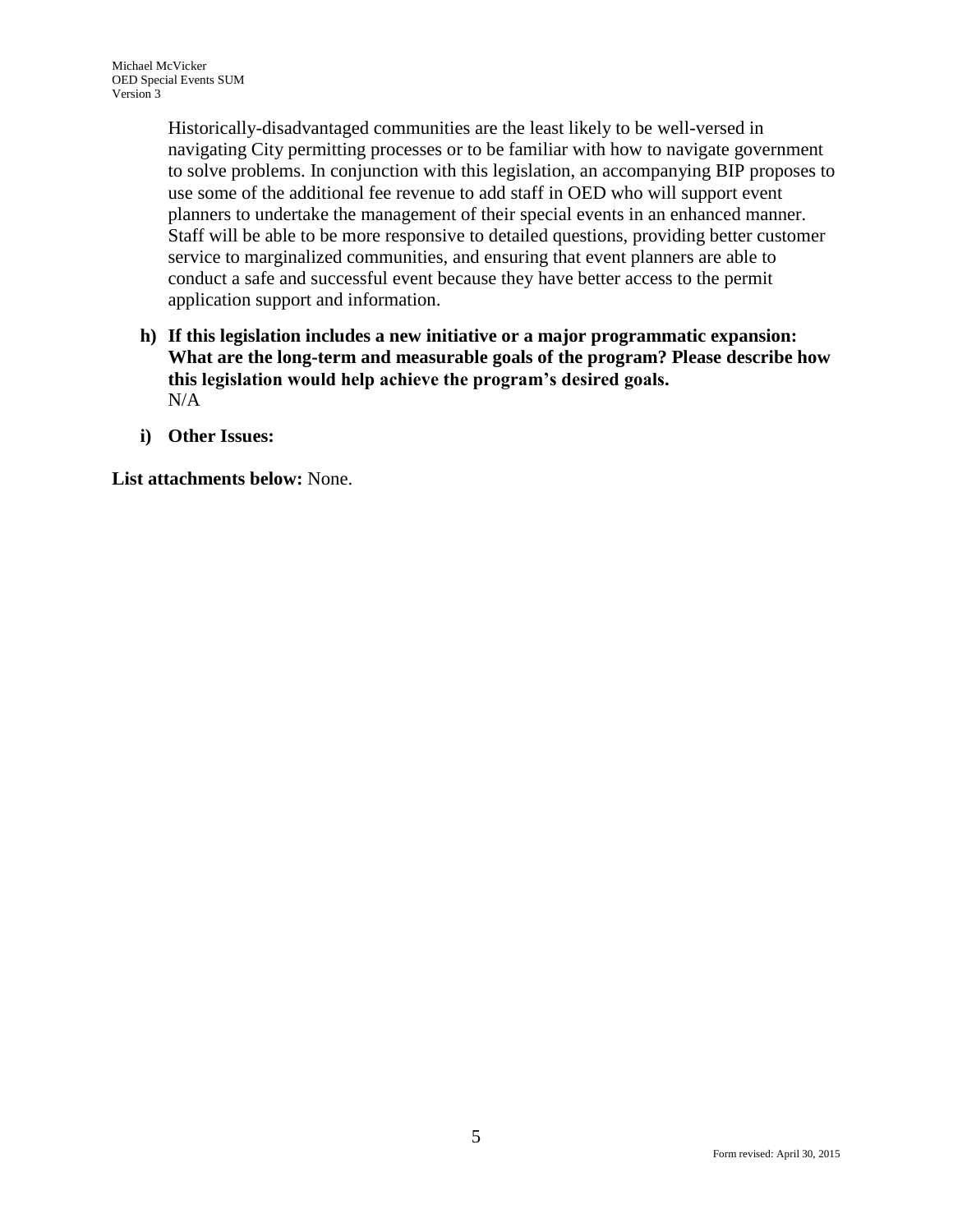Historically-disadvantaged communities are the least likely to be well-versed in navigating City permitting processes or to be familiar with how to navigate government to solve problems. In conjunction with this legislation, an accompanying BIP proposes to use some of the additional fee revenue to add staff in OED who will support event planners to undertake the management of their special events in an enhanced manner. Staff will be able to be more responsive to detailed questions, providing better customer service to marginalized communities, and ensuring that event planners are able to conduct a safe and successful event because they have better access to the permit application support and information.

**h) If this legislation includes a new initiative or a major programmatic expansion: What are the long-term and measurable goals of the program? Please describe how this legislation would help achieve the program's desired goals.**
N/A

**i) Other Issues:**

**List attachments below:** None.